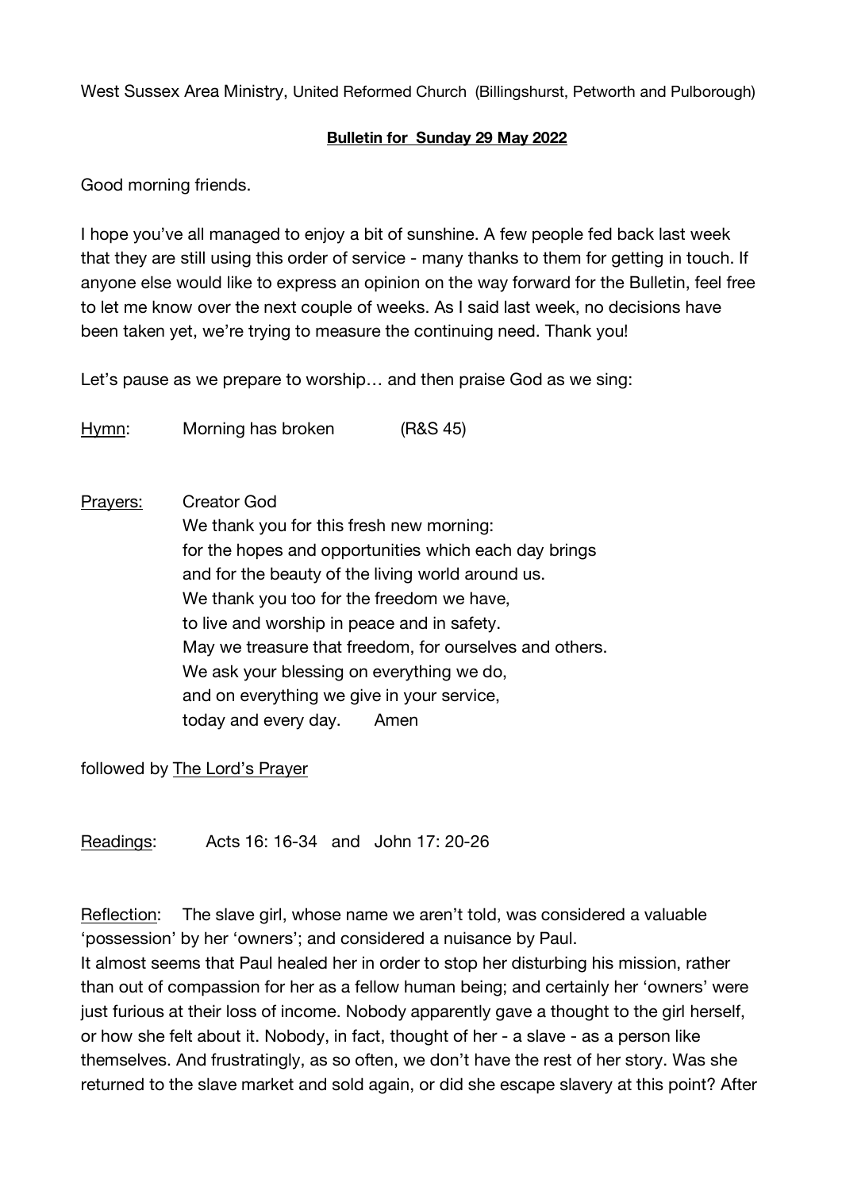West Sussex Area Ministry, United Reformed Church (Billingshurst, Petworth and Pulborough)

**Bulletin for Sunday 29 May 2022**

Good morning friends.

I hope you've all managed to enjoy a bit of sunshine. A few people fed back last week that they are still using this order of service - many thanks to them for getting in touch. If anyone else would like to express an opinion on the way forward for the Bulletin, feel free to let me know over the next couple of weeks. As I said last week, no decisions have been taken yet, we're trying to measure the continuing need. Thank you!

Let's pause as we prepare to worship… and then praise God as we sing:

Hymn: Morning has broken (R&S 45)

Prayers: Creator God
We thank you for this fresh new morning:
for the hopes and opportunities which each day brings
and for the beauty of the living world around us.
We thank you too for the freedom we have,
to live and worship in peace and in safety.
May we treasure that freedom, for ourselves and others.
We ask your blessing on everything we do,
and on everything we give in your service,
today and every day. Amen

followed by The Lord's Prayer

Readings: Acts 16: 16-34 and John 17: 20-26

Reflection: The slave girl, whose name we aren't told, was considered a valuable 'possession' by her 'owners'; and considered a nuisance by Paul.
It almost seems that Paul healed her in order to stop her disturbing his mission, rather than out of compassion for her as a fellow human being; and certainly her 'owners' were just furious at their loss of income. Nobody apparently gave a thought to the girl herself, or how she felt about it. Nobody, in fact, thought of her - a slave - as a person like themselves. And frustratingly, as so often, we don't have the rest of her story. Was she returned to the slave market and sold again, or did she escape slavery at this point? After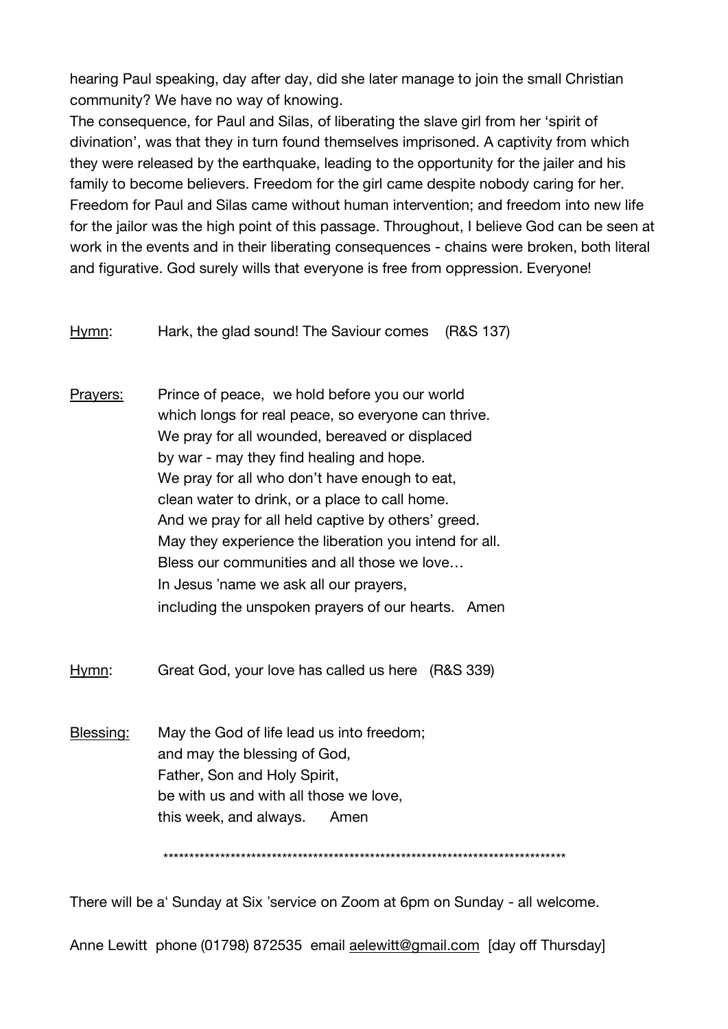hearing Paul speaking, day after day, did she later manage to join the small Christian community? We have no way of knowing.

The consequence, for Paul and Silas, of liberating the slave girl from her 'spirit of divination', was that they in turn found themselves imprisoned. A captivity from which they were released by the earthquake, leading to the opportunity for the jailer and his family to become believers. Freedom for the girl came despite nobody caring for her. Freedom for Paul and Silas came without human intervention; and freedom into new life for the jailor was the high point of this passage. Throughout, I believe God can be seen at work in the events and in their liberating consequences - chains were broken, both literal and figurative. God surely wills that everyone is free from oppression. Everyone!

<u>Hymn</u>: Hark, the glad sound! The Saviour comes (R&S 137)

<u>Prayers:</u> Prince of peace, we hold before you our world
which longs for real peace, so everyone can thrive.
We pray for all wounded, bereaved or displaced
by war - may they find healing and hope.
We pray for all who don't have enough to eat,
clean water to drink, or a place to call home.
And we pray for all held captive by others' greed.
May they experience the liberation you intend for all.
Bless our communities and all those we love…
In Jesus 'name we ask all our prayers,
including the unspoken prayers of our hearts. Amen

<u>Hymn</u>: Great God, your love has called us here (R&S 339)

<u>Blessing:</u> May the God of life lead us into freedom;
and may the blessing of God,
Father, Son and Holy Spirit,
be with us and with all those we love,
this week, and always. Amen

*******************************************************************************

There will be a' Sunday at Six 'service on Zoom at 6pm on Sunday - all welcome.

Anne Lewitt phone (01798) 872535 email aelewitt@gmail.com [day off Thursday]